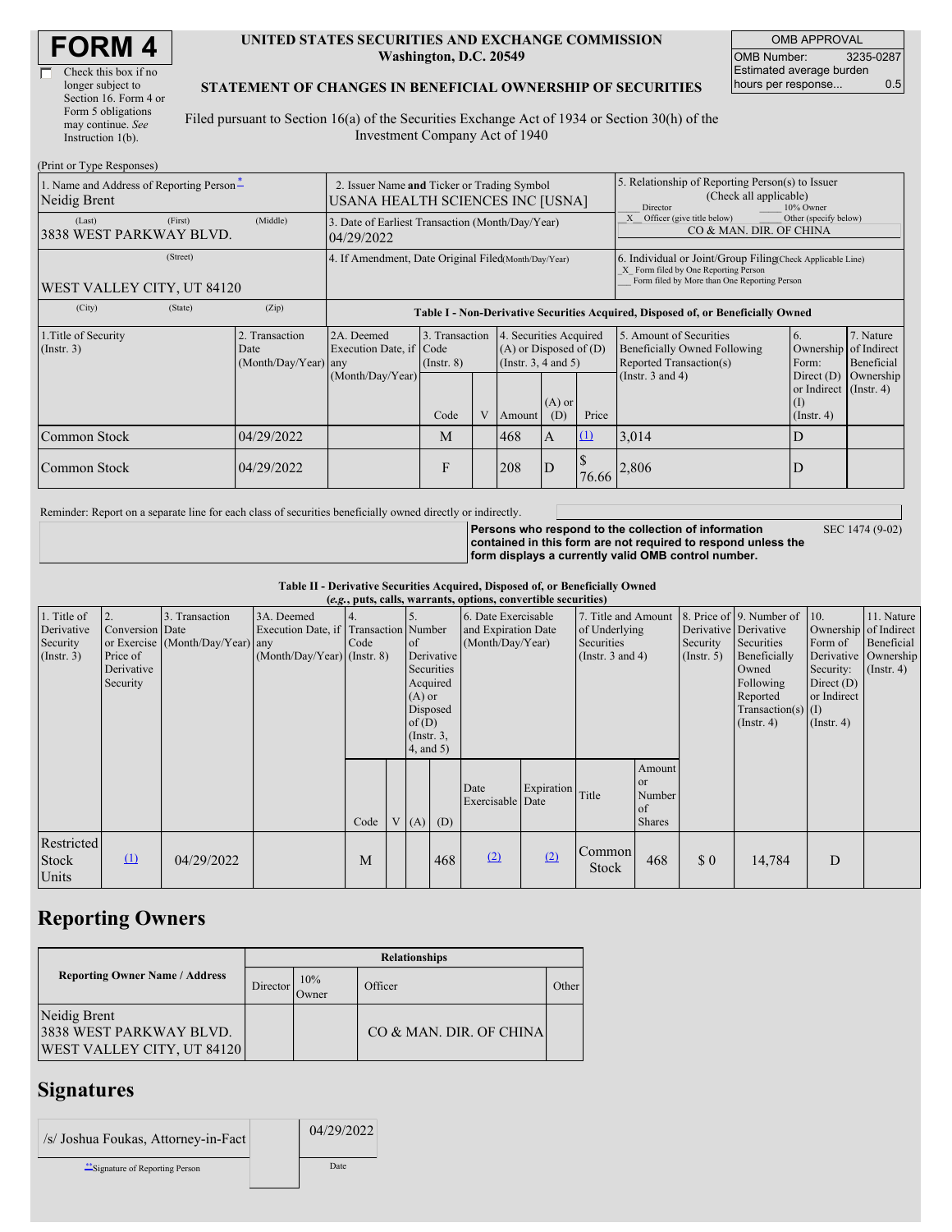# FORM 4

☐ Check this box if no longer subject to Section 16. Form 4 or Form 5 obligations may continue. *See* Instruction 1(b).

**UNITED STATES SECURITIES AND EXCHANGE COMMISSION**
**Washington, D.C. 20549**

**STATEMENT OF CHANGES IN BENEFICIAL OWNERSHIP OF SECURITIES**

Filed pursuant to Section 16(a) of the Securities Exchange Act of 1934 or Section 30(h) of the Investment Company Act of 1940

| OMB APPROVAL | |
|---|---|
| OMB Number: | 3235-0287 |
| Estimated average burden hours per response... | 0.5 |

(Print or Type Responses)

| 1. Name and Address of Reporting Person* | 2. Issuer Name and Ticker or Trading Symbol | 5. Relationship of Reporting Person(s) to Issuer (Check all applicable) |
|---|---|---|
| Neidig Brent | USANA HEALTH SCIENCES INC [USNA] | ___ Director ___ 10% Owner |
| (Last) (First) (Middle) 3838 WEST PARKWAY BLVD. | 3. Date of Earliest Transaction (Month/Day/Year) 04/29/2022 | _X_ Officer (give title below) ___ Other (specify below) CO & MAN. DIR. OF CHINA |
| (Street) WEST VALLEY CITY, UT 84120 | 4. If Amendment, Date Original Filed (Month/Day/Year) | 6. Individual or Joint/Group Filing (Check Applicable Line) _X_ Form filed by One Reporting Person ___ Form filed by More than One Reporting Person |
| (City) (State) (Zip) | | |

**Table I - Non-Derivative Securities Acquired, Disposed of, or Beneficially Owned**

| 1.Title of Security (Instr. 3) | 2. Transaction Date (Month/Day/Year) | 2A. Deemed Execution Date, if any (Month/Day/Year) | 3. Transaction Code (Instr. 8) | | 4. Securities Acquired (A) or Disposed of (D) (Instr. 3, 4 and 5) | | | 5. Amount of Securities Beneficially Owned Following Reported Transaction(s) (Instr. 3 and 4) | 6. Ownership Form: Direct (D) or Indirect (I) (Instr. 4) | 7. Nature of Indirect Beneficial Ownership (Instr. 4) |
|---|---|---|---|---|---|---|---|---|---|---|
| | | | Code | V | Amount | (A) or (D) | Price | | | |
| Common Stock | 04/29/2022 | | M | | 468 | A | (1) | 3,014 | D | |
| Common Stock | 04/29/2022 | | F | | 208 | D | $ 76.66 | 2,806 | D | |

Reminder: Report on a separate line for each class of securities beneficially owned directly or indirectly.

**Persons who respond to the collection of information contained in this form are not required to respond unless the form displays a currently valid OMB control number.** SEC 1474 (9-02)

**Table II - Derivative Securities Acquired, Disposed of, or Beneficially Owned**
**(*e.g.*, puts, calls, warrants, options, convertible securities)**

| 1. Title of Derivative Security (Instr. 3) | 2. Conversion or Exercise Price of Derivative Security | 3. Transaction Date (Month/Day/Year) | 3A. Deemed Execution Date, if any (Month/Day/Year) | 4. Transaction Code (Instr. 8) | | 5. Number of Derivative Securities Acquired (A) or Disposed of (D) (Instr. 3, 4, and 5) | | 6. Date Exercisable and Expiration Date (Month/Day/Year) | | 7. Title and Amount of Underlying Securities (Instr. 3 and 4) | | 8. Price of Derivative Security (Instr. 5) | 9. Number of Derivative Securities Beneficially Owned Following Reported Transaction(s) (Instr. 4) | 10. Ownership Form of Derivative Security: Direct (D) or Indirect (I) (Instr. 4) | 11. Nature of Indirect Beneficial Ownership (Instr. 4) |
|---|---|---|---|---|---|---|---|---|---|---|---|---|---|---|---|
| | | | | Code | V | (A) | (D) | Date Exercisable | Expiration Date | Title | Amount or Number of Shares | | | | |
| Restricted Stock Units | (1) | 04/29/2022 | | M | | | 468 | (2) | (2) | Common Stock | 468 | $ 0 | 14,784 | D | |

## Reporting Owners

| Reporting Owner Name / Address | Relationships | | | |
|---|---|---|---|---|
| | Director | 10% Owner | Officer | Other |
| Neidig Brent 3838 WEST PARKWAY BLVD. WEST VALLEY CITY, UT 84120 | | | CO & MAN. DIR. OF CHINA | |

## Signatures

| /s/ Joshua Foukas, Attorney-in-Fact | 04/29/2022 |
|---|---|
| **Signature of Reporting Person | Date |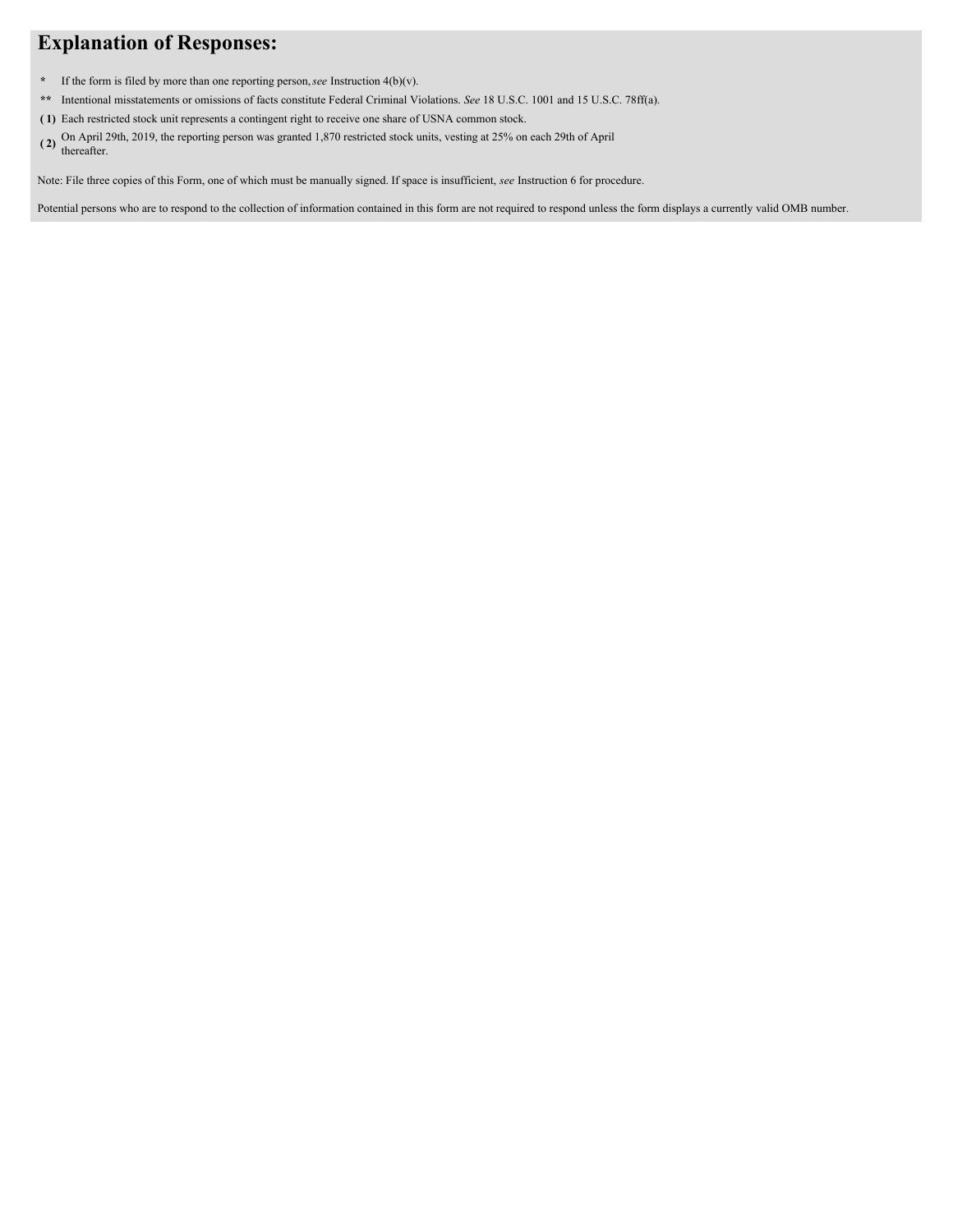# Explanation of Responses:

- \* If the form is filed by more than one reporting person, *see* Instruction 4(b)(v).
- \*\* Intentional misstatements or omissions of facts constitute Federal Criminal Violations. *See* 18 U.S.C. 1001 and 15 U.S.C. 78ff(a).
- **( 1)** Each restricted stock unit represents a contingent right to receive one share of USNA common stock.
- **( 2)** On April 29th, 2019, the reporting person was granted 1,870 restricted stock units, vesting at 25% on each 29th of April thereafter.

Note: File three copies of this Form, one of which must be manually signed. If space is insufficient, *see* Instruction 6 for procedure.

Potential persons who are to respond to the collection of information contained in this form are not required to respond unless the form displays a currently valid OMB number.